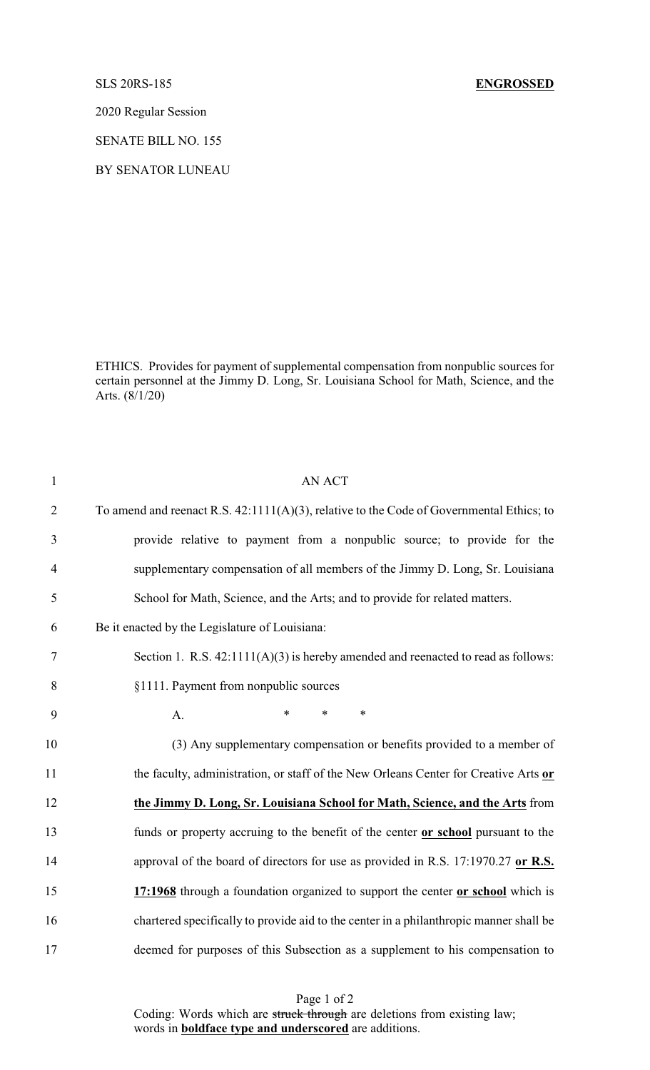SLS 20RS-185 **ENGROSSED**

2020 Regular Session

SENATE BILL NO. 155

BY SENATOR LUNEAU

ETHICS. Provides for payment of supplemental compensation from nonpublic sources for certain personnel at the Jimmy D. Long, Sr. Louisiana School for Math, Science, and the Arts. (8/1/20)

AN ACT

To amend and reenact R.S. 42:1111(A)(3), relative to the Code of Governmental Ethics; to provide relative to payment from a nonpublic source; to provide for the supplementary compensation of all members of the Jimmy D. Long, Sr. Louisiana School for Math, Science, and the Arts; and to provide for related matters.

Be it enacted by the Legislature of Louisiana:

Section 1. R.S. 42:1111(A)(3) is hereby amended and reenacted to read as follows:

§1111. Payment from nonpublic sources

A. * * *

(3) Any supplementary compensation or benefits provided to a member of the faculty, administration, or staff of the New Orleans Center for Creative Arts **or the Jimmy D. Long, Sr. Louisiana School for Math, Science, and the Arts** from funds or property accruing to the benefit of the center **or school** pursuant to the approval of the board of directors for use as provided in R.S. 17:1970.27 **or R.S. 17:1968** through a foundation organized to support the center **or school** which is chartered specifically to provide aid to the center in a philanthropic manner shall be deemed for purposes of this Subsection as a supplement to his compensation to

Coding: Words which are ~~struck through~~ are deletions from existing law; words in **boldface type and underscored** are additions.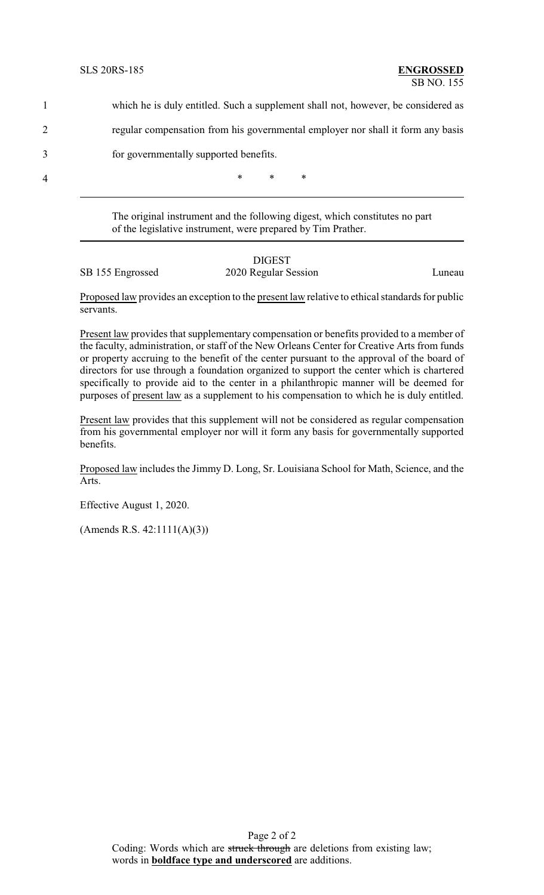which he is duly entitled. Such a supplement shall not, however, be considered as regular compensation from his governmental employer nor shall it form any basis for governmentally supported benefits.

\* \* \*

---

The original instrument and the following digest, which constitutes no part of the legislative instrument, were prepared by Tim Prather.

---

DIGEST

SB 155 Engrossed 2020 Regular Session Luneau

Proposed law provides an exception to the present law relative to ethical standards for public servants.

Present law provides that supplementary compensation or benefits provided to a member of the faculty, administration, or staff of the New Orleans Center for Creative Arts from funds or property accruing to the benefit of the center pursuant to the approval of the board of directors for use through a foundation organized to support the center which is chartered specifically to provide aid to the center in a philanthropic manner will be deemed for purposes of present law as a supplement to his compensation to which he is duly entitled.

Present law provides that this supplement will not be considered as regular compensation from his governmental employer nor will it form any basis for governmentally supported benefits.

Proposed law includes the Jimmy D. Long, Sr. Louisiana School for Math, Science, and the Arts.

Effective August 1, 2020.

(Amends R.S. 42:1111(A)(3))

Coding: Words which are ~~struck through~~ are deletions from existing law; words in **boldface type and underscored** are additions.